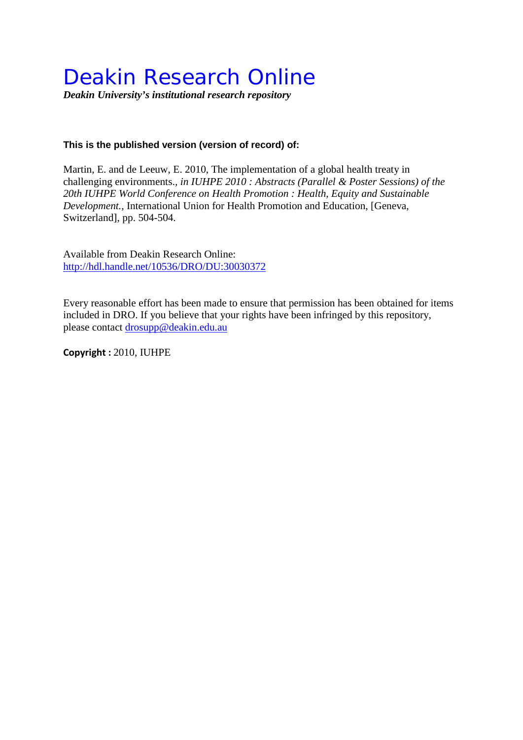# Deakin Research Online

***Deakin University's institutional research repository***

**This is the published version (version of record) of:**

Martin, E. and de Leeuw, E. 2010, The implementation of a global health treaty in challenging environments., *in IUHPE 2010 : Abstracts (Parallel & Poster Sessions) of the 20th IUHPE World Conference on Health Promotion : Health, Equity and Sustainable Development.*, International Union for Health Promotion and Education, [Geneva, Switzerland], pp. 504-504.

Available from Deakin Research Online:
http://hdl.handle.net/10536/DRO/DU:30030372

Every reasonable effort has been made to ensure that permission has been obtained for items included in DRO. If you believe that your rights have been infringed by this repository, please contact drosupp@deakin.edu.au

**Copyright :** 2010, IUHPE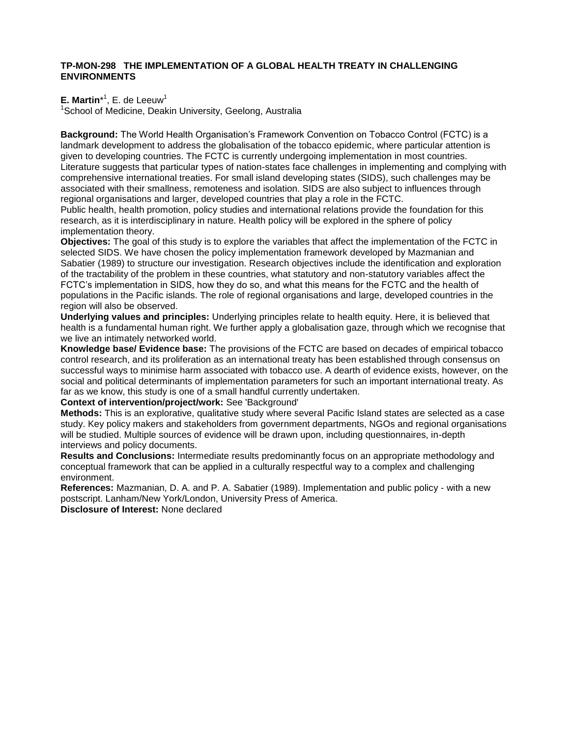## TP-MON-298 THE IMPLEMENTATION OF A GLOBAL HEALTH TREATY IN CHALLENGING ENVIRONMENTS

**E. Martin***[1], E. de Leeuw[1]

[1]School of Medicine, Deakin University, Geelong, Australia

**Background:** The World Health Organisation's Framework Convention on Tobacco Control (FCTC) is a landmark development to address the globalisation of the tobacco epidemic, where particular attention is given to developing countries. The FCTC is currently undergoing implementation in most countries. Literature suggests that particular types of nation-states face challenges in implementing and complying with comprehensive international treaties. For small island developing states (SIDS), such challenges may be associated with their smallness, remoteness and isolation. SIDS are also subject to influences through regional organisations and larger, developed countries that play a role in the FCTC.

Public health, health promotion, policy studies and international relations provide the foundation for this research, as it is interdisciplinary in nature. Health policy will be explored in the sphere of policy implementation theory.

**Objectives:** The goal of this study is to explore the variables that affect the implementation of the FCTC in selected SIDS. We have chosen the policy implementation framework developed by Mazmanian and Sabatier (1989) to structure our investigation. Research objectives include the identification and exploration of the tractability of the problem in these countries, what statutory and non-statutory variables affect the FCTC's implementation in SIDS, how they do so, and what this means for the FCTC and the health of populations in the Pacific islands. The role of regional organisations and large, developed countries in the region will also be observed.

**Underlying values and principles:** Underlying principles relate to health equity. Here, it is believed that health is a fundamental human right. We further apply a globalisation gaze, through which we recognise that we live an intimately networked world.

**Knowledge base/ Evidence base:** The provisions of the FCTC are based on decades of empirical tobacco control research, and its proliferation as an international treaty has been established through consensus on successful ways to minimise harm associated with tobacco use. A dearth of evidence exists, however, on the social and political determinants of implementation parameters for such an important international treaty. As far as we know, this study is one of a small handful currently undertaken.

**Context of intervention/project/work:** See 'Background'

**Methods:** This is an explorative, qualitative study where several Pacific Island states are selected as a case study. Key policy makers and stakeholders from government departments, NGOs and regional organisations will be studied. Multiple sources of evidence will be drawn upon, including questionnaires, in-depth interviews and policy documents.

**Results and Conclusions:** Intermediate results predominantly focus on an appropriate methodology and conceptual framework that can be applied in a culturally respectful way to a complex and challenging environment.

**References:** Mazmanian, D. A. and P. A. Sabatier (1989). Implementation and public policy - with a new postscript. Lanham/New York/London, University Press of America.

**Disclosure of Interest:** None declared